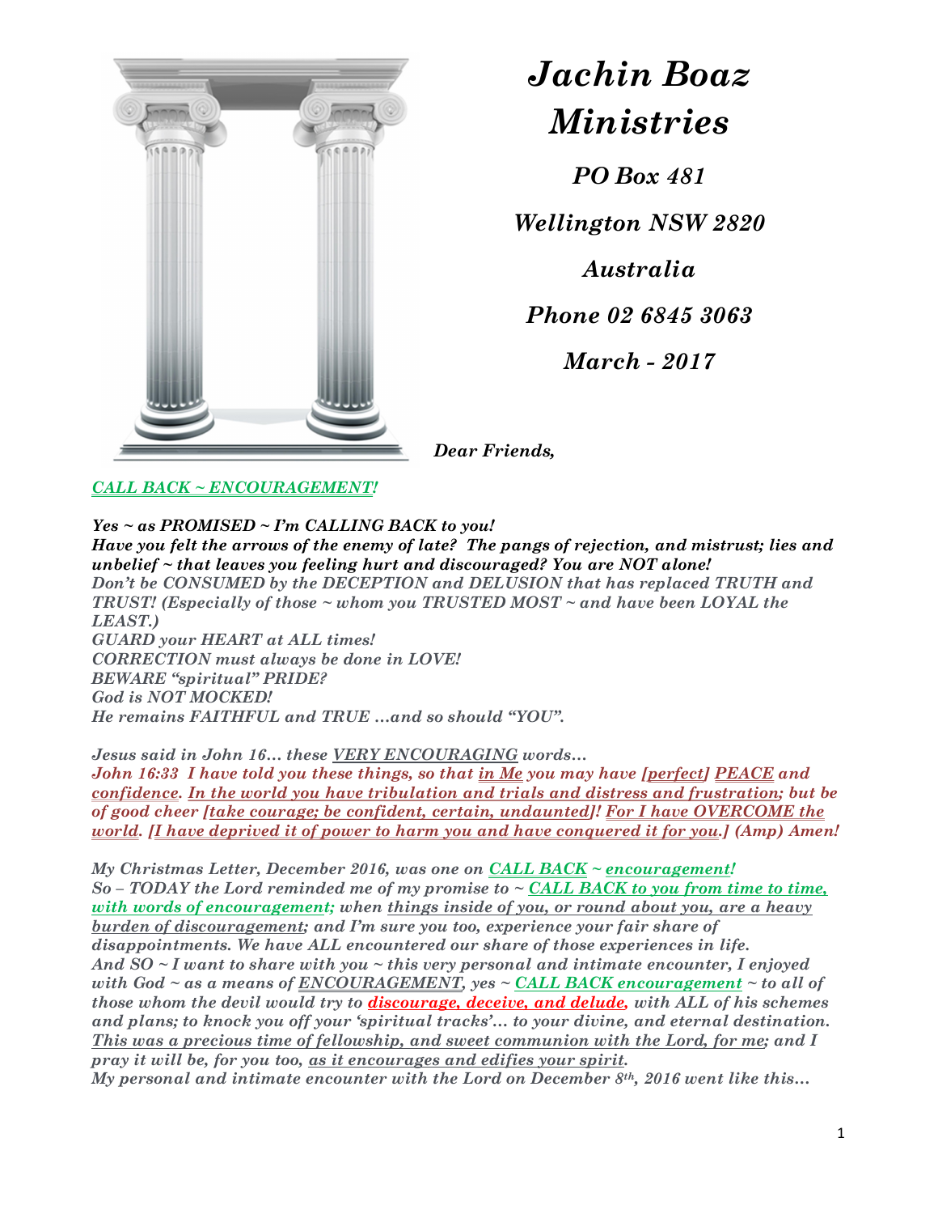# *Jachin Boaz Ministries*

*PO Box 481*

*Wellington NSW 2820*

*Australia*

*Phone 02 6845 3063*

*March - 2017*

***Dear Friends,***

***CALL BACK ~ ENCOURAGEMENT!***

***Yes ~ as PROMISED ~ I'm CALLING BACK to you!***
***Have you felt the arrows of the enemy of late? The pangs of rejection, and mistrust; lies and unbelief ~ that leaves you feeling hurt and discouraged? You are NOT alone!***
***Don't be CONSUMED by the DECEPTION and DELUSION that has replaced TRUTH and TRUST! (Especially of those ~ whom you TRUSTED MOST ~ and have been LOYAL the LEAST.)***
***GUARD your HEART at ALL times!***
***CORRECTION must always be done in LOVE!***
***BEWARE "spiritual" PRIDE?***
***God is NOT MOCKED!***
***He remains FAITHFUL and TRUE …and so should "YOU".***

***Jesus said in John 16… these VERY ENCOURAGING words…***
***John 16:33 I have told you these things, so that in Me you may have [perfect] PEACE and confidence. In the world you have tribulation and trials and distress and frustration; but be of good cheer [take courage; be confident, certain, undaunted]! For I have OVERCOME the world. [I have deprived it of power to harm you and have conquered it for you.] (Amp) Amen!***

***My Christmas Letter, December 2016, was one on CALL BACK ~ encouragement!***
***So – TODAY the Lord reminded me of my promise to ~ CALL BACK to you from time to time, with words of encouragement; when things inside of you, or round about you, are a heavy burden of discouragement; and I'm sure you too, experience your fair share of disappointments. We have ALL encountered our share of those experiences in life.***
***And SO ~ I want to share with you ~ this very personal and intimate encounter, I enjoyed with God ~ as a means of ENCOURAGEMENT, yes ~ CALL BACK encouragement ~ to all of those whom the devil would try to discourage, deceive, and delude, with ALL of his schemes and plans; to knock you off your 'spiritual tracks'… to your divine, and eternal destination.***
***This was a precious time of fellowship, and sweet communion with the Lord, for me; and I pray it will be, for you too, as it encourages and edifies your spirit.***
***My personal and intimate encounter with the Lord on December 8th, 2016 went like this…***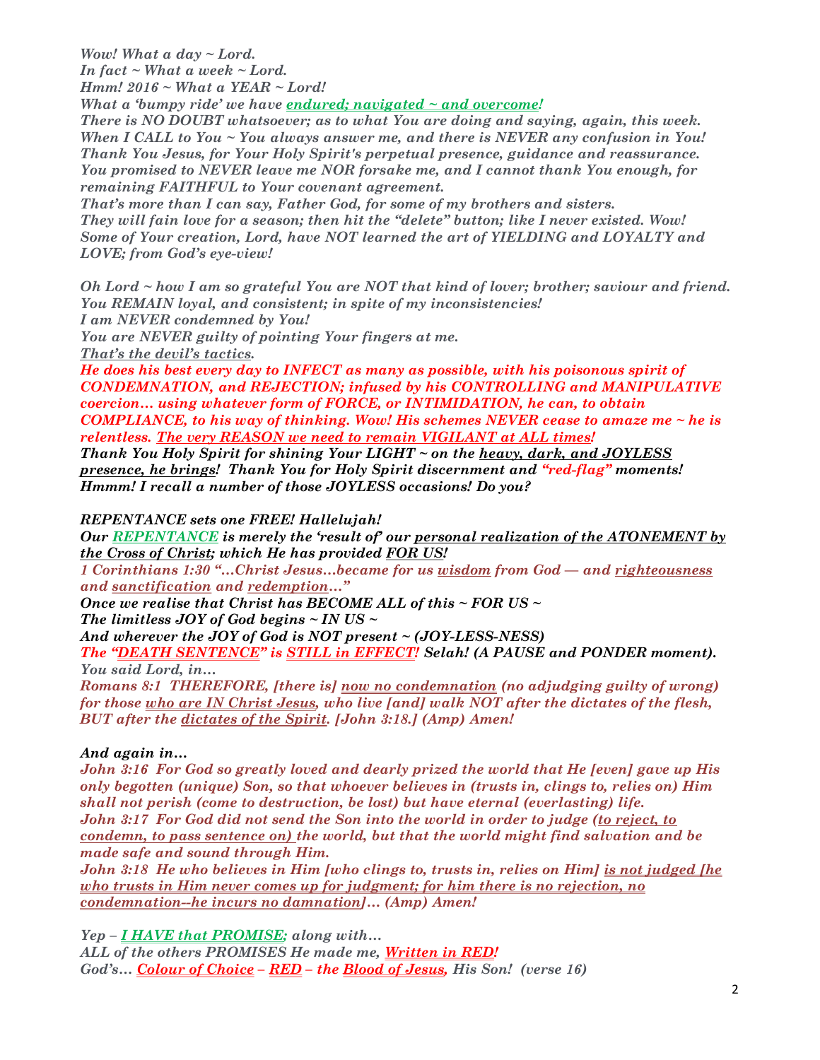*Wow! What a day ~ Lord.*
*In fact ~ What a week ~ Lord.*
*Hmm! 2016 ~ What a YEAR ~ Lord!*
*What a 'bumpy ride' we have endured; navigated ~ and overcome!*
*There is NO DOUBT whatsoever; as to what You are doing and saying, again, this week. When I CALL to You ~ You always answer me, and there is NEVER any confusion in You! Thank You Jesus, for Your Holy Spirit's perpetual presence, guidance and reassurance. You promised to NEVER leave me NOR forsake me, and I cannot thank You enough, for remaining FAITHFUL to Your covenant agreement.*
*That's more than I can say, Father God, for some of my brothers and sisters. They will fain love for a season; then hit the "delete" button; like I never existed. Wow! Some of Your creation, Lord, have NOT learned the art of YIELDING and LOYALTY and LOVE; from God's eye-view!*

*Oh Lord ~ how I am so grateful You are NOT that kind of lover; brother; saviour and friend. You REMAIN loyal, and consistent; in spite of my inconsistencies!*
*I am NEVER condemned by You!*
*You are NEVER guilty of pointing Your fingers at me.*
*That's the devil's tactics.*
***He does his best every day to INFECT as many as possible, with his poisonous spirit of CONDEMNATION, and REJECTION; infused by his CONTROLLING and MANIPULATIVE coercion… using whatever form of FORCE, or INTIMIDATION, he can, to obtain COMPLIANCE, to his way of thinking. Wow! His schemes NEVER cease to amaze me ~ he is relentless. The very REASON we need to remain VIGILANT at ALL times!***
***Thank You Holy Spirit for shining Your LIGHT ~ on the heavy, dark, and JOYLESS presence, he brings! Thank You for Holy Spirit discernment and "red-flag" moments! Hmmm! I recall a number of those JOYLESS occasions! Do you?***

***REPENTANCE sets one FREE! Hallelujah!***
***Our REPENTANCE is merely the 'result of' our personal realization of the ATONEMENT by the Cross of Christ; which He has provided FOR US!***
*1 Corinthians 1:30 "…Christ Jesus…became for us wisdom from God — and righteousness and sanctification and redemption…"*
***Once we realise that Christ has BECOME ALL of this ~ FOR US ~***
***The limitless JOY of God begins ~ IN US ~***
***And wherever the JOY of God is NOT present ~ (JOY-LESS-NESS)***
***The "DEATH SENTENCE" is STILL in EFFECT! Selah! (A PAUSE and PONDER moment).***
*You said Lord, in…*
*Romans 8:1 THEREFORE, [there is] now no condemnation (no adjudging guilty of wrong) for those who are IN Christ Jesus, who live [and] walk NOT after the dictates of the flesh, BUT after the dictates of the Spirit. [John 3:18.] (Amp) Amen!*

***And again in…***
*John 3:16 For God so greatly loved and dearly prized the world that He [even] gave up His only begotten (unique) Son, so that whoever believes in (trusts in, clings to, relies on) Him shall not perish (come to destruction, be lost) but have eternal (everlasting) life.*
*John 3:17 For God did not send the Son into the world in order to judge (to reject, to condemn, to pass sentence on) the world, but that the world might find salvation and be made safe and sound through Him.*
*John 3:18 He who believes in Him [who clings to, trusts in, relies on Him] is not judged [he who trusts in Him never comes up for judgment; for him there is no rejection, no condemnation--he incurs no damnation]… (Amp) Amen!*

*Yep – I HAVE that PROMISE; along with…*
*ALL of the others PROMISES He made me, Written in RED!*
*God's… Colour of Choice – RED – the Blood of Jesus, His Son! (verse 16)*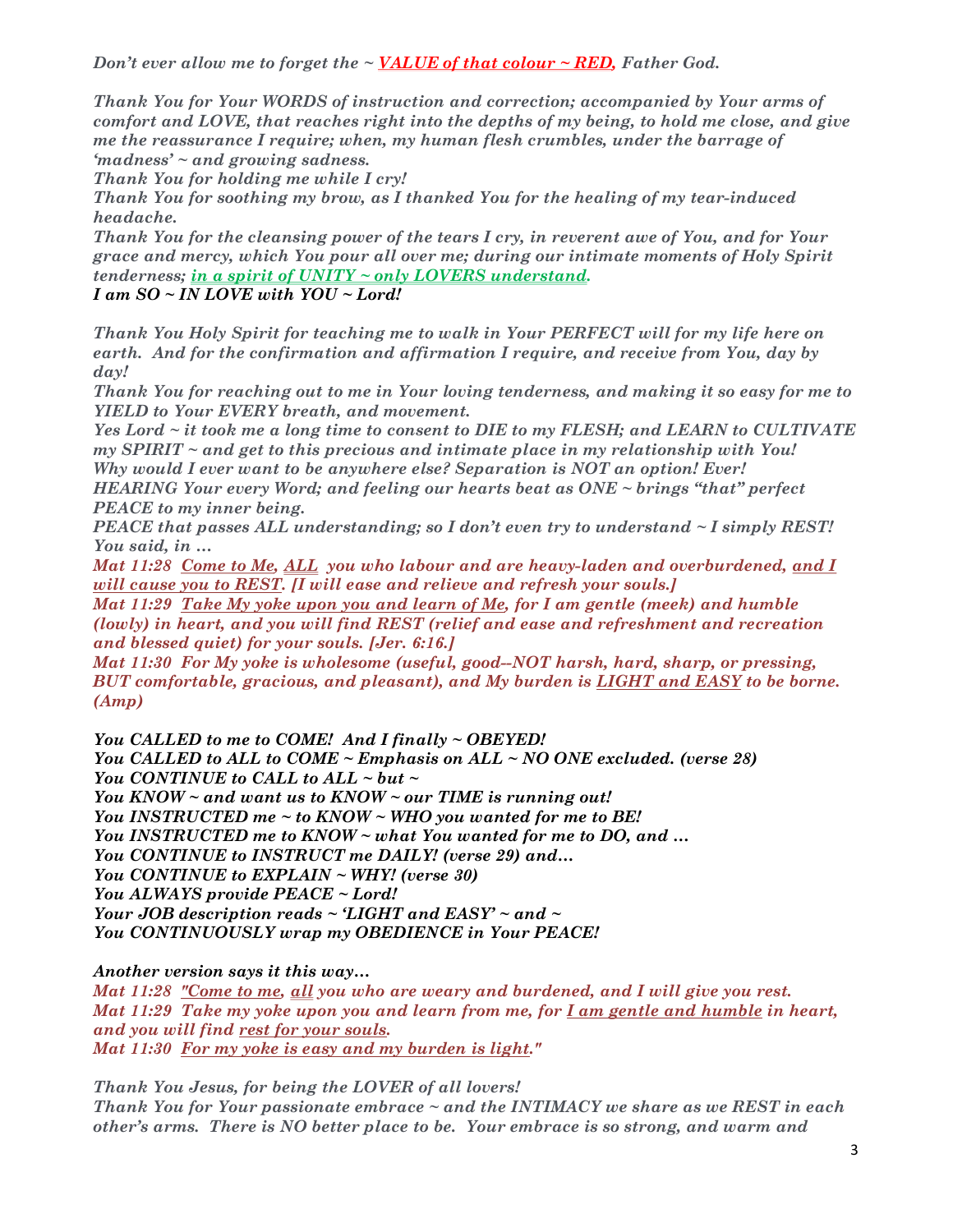*Don't ever allow me to forget the ~ VALUE of that colour ~ RED, Father God.*

*Thank You for Your WORDS of instruction and correction; accompanied by Your arms of comfort and LOVE, that reaches right into the depths of my being, to hold me close, and give me the reassurance I require; when, my human flesh crumbles, under the barrage of 'madness' ~ and growing sadness.*
*Thank You for holding me while I cry!*
*Thank You for soothing my brow, as I thanked You for the healing of my tear-induced headache.*
*Thank You for the cleansing power of the tears I cry, in reverent awe of You, and for Your grace and mercy, which You pour all over me; during our intimate moments of Holy Spirit tenderness; in a spirit of UNITY ~ only LOVERS understand.*
***I am SO ~ IN LOVE with YOU ~ Lord!***

*Thank You Holy Spirit for teaching me to walk in Your PERFECT will for my life here on earth. And for the confirmation and affirmation I require, and receive from You, day by day!*
*Thank You for reaching out to me in Your loving tenderness, and making it so easy for me to YIELD to Your EVERY breath, and movement.*
*Yes Lord ~ it took me a long time to consent to DIE to my FLESH; and LEARN to CULTIVATE my SPIRIT ~ and get to this precious and intimate place in my relationship with You!*
*Why would I ever want to be anywhere else? Separation is NOT an option! Ever!*
*HEARING Your every Word; and feeling our hearts beat as ONE ~ brings "that" perfect PEACE to my inner being.*
*PEACE that passes ALL understanding; so I don't even try to understand ~ I simply REST!*
*You said, in …*
*Mat 11:28 Come to Me, ALL you who labour and are heavy-laden and overburdened, and I will cause you to REST. [I will ease and relieve and refresh your souls.]*
*Mat 11:29 Take My yoke upon you and learn of Me, for I am gentle (meek) and humble (lowly) in heart, and you will find REST (relief and ease and refreshment and recreation and blessed quiet) for your souls. [Jer. 6:16.]*
*Mat 11:30 For My yoke is wholesome (useful, good--NOT harsh, hard, sharp, or pressing, BUT comfortable, gracious, and pleasant), and My burden is LIGHT and EASY to be borne. (Amp)*

*You CALLED to me to COME! And I finally ~ OBEYED!*
*You CALLED to ALL to COME ~ Emphasis on ALL ~ NO ONE excluded. (verse 28)*
*You CONTINUE to CALL to ALL ~ but ~*
*You KNOW ~ and want us to KNOW ~ our TIME is running out!*
*You INSTRUCTED me ~ to KNOW ~ WHO you wanted for me to BE!*
*You INSTRUCTED me to KNOW ~ what You wanted for me to DO, and …*
*You CONTINUE to INSTRUCT me DAILY! (verse 29) and…*
*You CONTINUE to EXPLAIN ~ WHY! (verse 30)*
*You ALWAYS provide PEACE ~ Lord!*
*Your JOB description reads ~ 'LIGHT and EASY' ~ and ~*
*You CONTINUOUSLY wrap my OBEDIENCE in Your PEACE!*

*Another version says it this way…*
*Mat 11:28 "Come to me, all you who are weary and burdened, and I will give you rest.*
*Mat 11:29 Take my yoke upon you and learn from me, for I am gentle and humble in heart, and you will find rest for your souls.*
*Mat 11:30 For my yoke is easy and my burden is light."*

*Thank You Jesus, for being the LOVER of all lovers!*
*Thank You for Your passionate embrace ~ and the INTIMACY we share as we REST in each other's arms. There is NO better place to be. Your embrace is so strong, and warm and*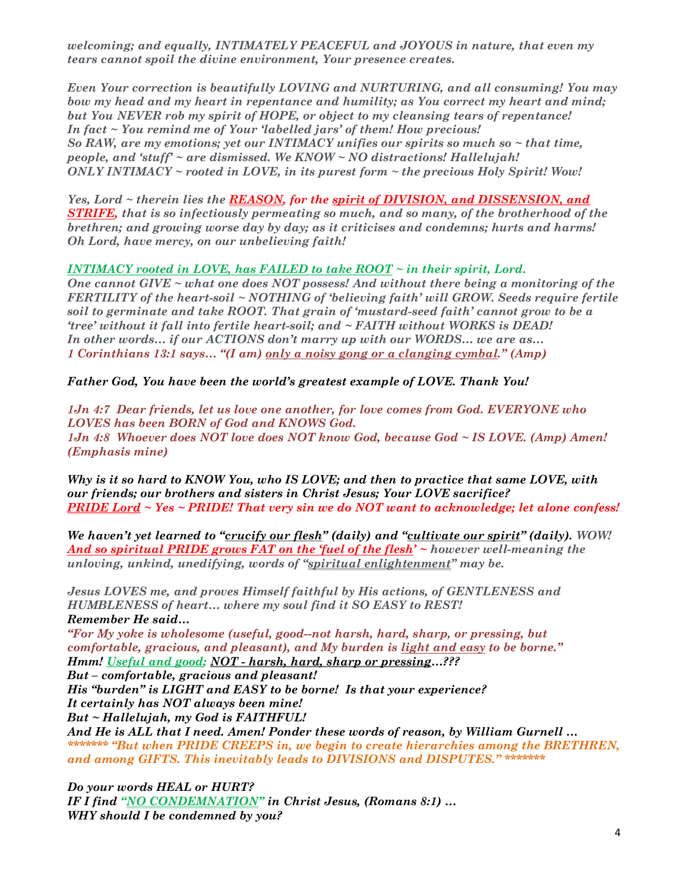***welcoming; and equally, INTIMATELY PEACEFUL and JOYOUS in nature, that even my tears cannot spoil the divine environment, Your presence creates.***

***Even Your correction is beautifully LOVING and NURTURING, and all consuming! You may bow my head and my heart in repentance and humility; as You correct my heart and mind; but You NEVER rob my spirit of HOPE, or object to my cleansing tears of repentance!***
***In fact ~ You remind me of Your 'labelled jars' of them! How precious!***
***So RAW, are my emotions; yet our INTIMACY unifies our spirits so much so ~ that time, people, and 'stuff' ~ are dismissed. We KNOW ~ NO distractions! Hallelujah!***
***ONLY INTIMACY ~ rooted in LOVE, in its purest form ~ the precious Holy Spirit! Wow!***

***Yes, Lord ~ therein lies the REASON, for the spirit of DIVISION, and DISSENSION, and STRIFE, that is so infectiously permeating so much, and so many, of the brotherhood of the brethren; and growing worse day by day; as it criticises and condemns; hurts and harms!***
***Oh Lord, have mercy, on our unbelieving faith!***

***INTIMACY rooted in LOVE, has FAILED to take ROOT ~ in their spirit, Lord.***
***One cannot GIVE ~ what one does NOT possess! And without there being a monitoring of the FERTILITY of the heart-soil ~ NOTHING of 'believing faith' will GROW. Seeds require fertile soil to germinate and take ROOT. That grain of 'mustard-seed faith' cannot grow to be a 'tree' without it fall into fertile heart-soil; and ~ FAITH without WORKS is DEAD!***
***In other words… if our ACTIONS don't marry up with our WORDS… we are as…***
***1 Corinthians 13:1 says… "(I am) only a noisy gong or a clanging cymbal." (Amp)***

***Father God, You have been the world's greatest example of LOVE. Thank You!***

***1Jn 4:7 Dear friends, let us love one another, for love comes from God. EVERYONE who LOVES has been BORN of God and KNOWS God.***
***1Jn 4:8 Whoever does NOT love does NOT know God, because God ~ IS LOVE. (Amp) Amen! (Emphasis mine)***

***Why is it so hard to KNOW You, who IS LOVE; and then to practice that same LOVE, with our friends; our brothers and sisters in Christ Jesus; Your LOVE sacrifice?***
***PRIDE Lord ~ Yes ~ PRIDE! That very sin we do NOT want to acknowledge; let alone confess!***

***We haven't yet learned to "crucify our flesh" (daily) and "cultivate our spirit" (daily). WOW!***
***And so spiritual PRIDE grows FAT on the 'fuel of the flesh' ~ however well-meaning the unloving, unkind, unedifying, words of "spiritual enlightenment" may be.***

***Jesus LOVES me, and proves Himself faithful by His actions, of GENTLENESS and HUMBLENESS of heart… where my soul find it SO EASY to REST!***
***Remember He said…***
***"For My yoke is wholesome (useful, good--not harsh, hard, sharp, or pressing, but comfortable, gracious, and pleasant), and My burden is light and easy to be borne."***
***Hmm! Useful and good; NOT - harsh, hard, sharp or pressing…???***
***But – comfortable, gracious and pleasant!***
***His "burden" is LIGHT and EASY to be borne! Is that your experience?***
***It certainly has NOT always been mine!***
***But ~ Hallelujah, my God is FAITHFUL!***
***And He is ALL that I need. Amen! Ponder these words of reason, by William Gurnell …***
***\*\*\*\*\*\*\* "But when PRIDE CREEPS in, we begin to create hierarchies among the BRETHREN, and among GIFTS. This inevitably leads to DIVISIONS and DISPUTES." \*\*\*\*\*\*\****

***Do your words HEAL or HURT?***
***IF I find "NO CONDEMNATION" in Christ Jesus, (Romans 8:1) …***
***WHY should I be condemned by you?***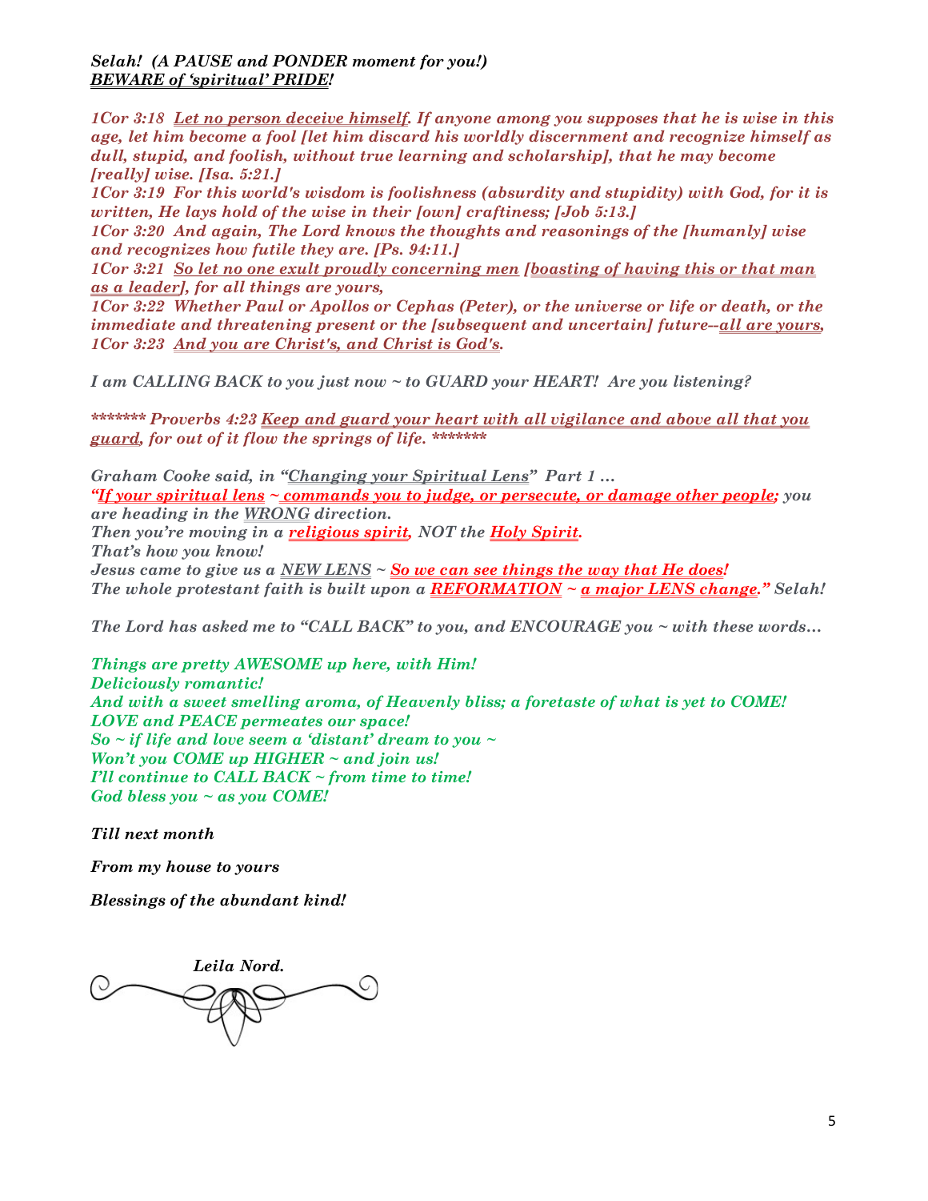***Selah! (A PAUSE and PONDER moment for you!)***
***BEWARE of 'spiritual' PRIDE!***

*1Cor 3:18 Let no person deceive himself. If anyone among you supposes that he is wise in this age, let him become a fool [let him discard his worldly discernment and recognize himself as dull, stupid, and foolish, without true learning and scholarship], that he may become [really] wise. [Isa. 5:21.]*
*1Cor 3:19 For this world's wisdom is foolishness (absurdity and stupidity) with God, for it is written, He lays hold of the wise in their [own] craftiness; [Job 5:13.]*
*1Cor 3:20 And again, The Lord knows the thoughts and reasonings of the [humanly] wise and recognizes how futile they are. [Ps. 94:11.]*
*1Cor 3:21 So let no one exult proudly concerning men [boasting of having this or that man as a leader], for all things are yours,*
*1Cor 3:22 Whether Paul or Apollos or Cephas (Peter), or the universe or life or death, or the immediate and threatening present or the [subsequent and uncertain] future--all are yours,*
*1Cor 3:23 And you are Christ's, and Christ is God's.*

***I am CALLING BACK to you just now ~ to GUARD your HEART! Are you listening?***

****\*\*\*\*\*\*\* Proverbs 4:23 Keep and guard your heart with all vigilance and above all that you guard, for out of it flow the springs of life. \*\*\*\*\*\*\*****

***Graham Cooke said, in "Changing your Spiritual Lens" Part 1 …***
***"If your spiritual lens ~ commands you to judge, or persecute, or damage other people; you are heading in the WRONG direction.***
***Then you're moving in a religious spirit, NOT the Holy Spirit.***
***That's how you know!***
***Jesus came to give us a NEW LENS ~ So we can see things the way that He does!***
***The whole protestant faith is built upon a REFORMATION ~ a major LENS change." Selah!***

***The Lord has asked me to "CALL BACK" to you, and ENCOURAGE you ~ with these words…***

***Things are pretty AWESOME up here, with Him!***
***Deliciously romantic!***
***And with a sweet smelling aroma, of Heavenly bliss; a foretaste of what is yet to COME!***
***LOVE and PEACE permeates our space!***
***So ~ if life and love seem a 'distant' dream to you ~***
***Won't you COME up HIGHER ~ and join us!***
***I'll continue to CALL BACK ~ from time to time!***
***God bless you ~ as you COME!***

***Till next month***

***From my house to yours***

***Blessings of the abundant kind!***

***Leila Nord.***